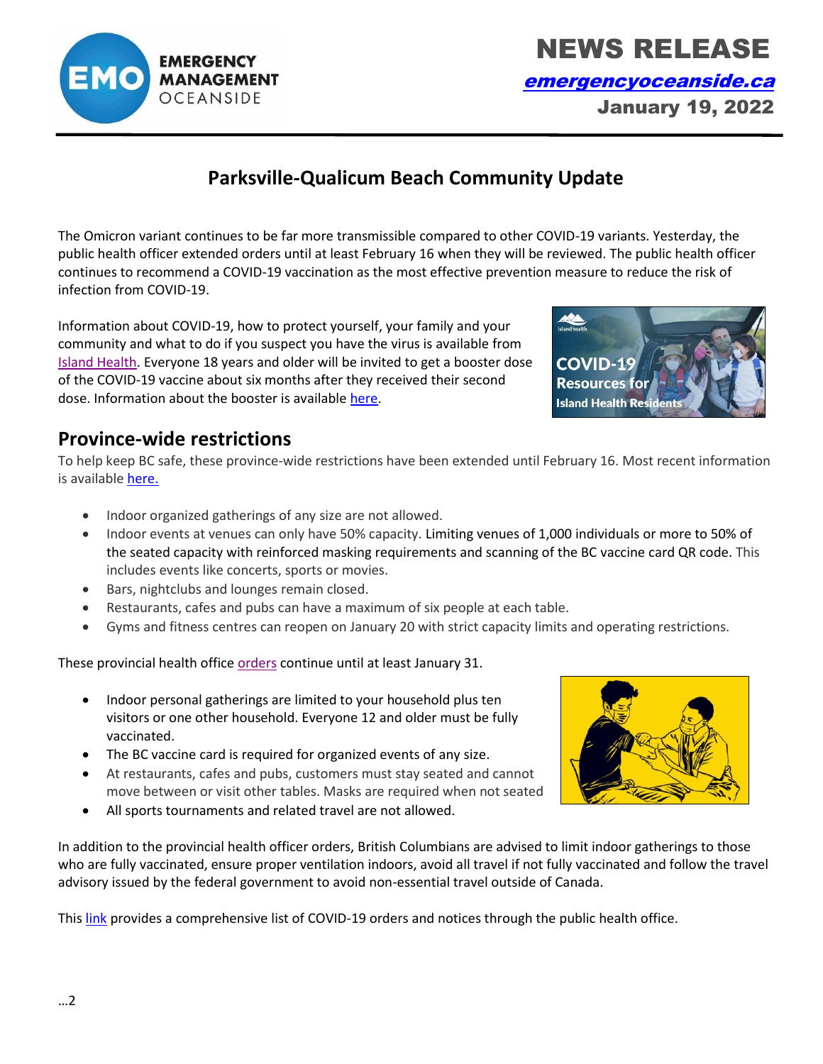# NEWS RELEASE

**emergencyoceanside.ca**

**January 19, 2022**

EMERGENCY MANAGEMENT OCEANSIDE

## Parksville-Qualicum Beach Community Update

The Omicron variant continues to be far more transmissible compared to other COVID-19 variants. Yesterday, the public health officer extended orders until at least February 16 when they will be reviewed. The public health officer continues to recommend a COVID-19 vaccination as the most effective prevention measure to reduce the risk of infection from COVID-19.

Information about COVID-19, how to protect yourself, your family and your community and what to do if you suspect you have the virus is available from Island Health. Everyone 18 years and older will be invited to get a booster dose of the COVID-19 vaccine about six months after they received their second dose. Information about the booster is available here.

## Province-wide restrictions

To help keep BC safe, these province-wide restrictions have been extended until February 16. Most recent information is available here.

- Indoor organized gatherings of any size are not allowed.
- Indoor events at venues can only have 50% capacity. Limiting venues of 1,000 individuals or more to 50% of the seated capacity with reinforced masking requirements and scanning of the BC vaccine card QR code. This includes events like concerts, sports or movies.
- Bars, nightclubs and lounges remain closed.
- Restaurants, cafes and pubs can have a maximum of six people at each table.
- Gyms and fitness centres can reopen on January 20 with strict capacity limits and operating restrictions.

These provincial health office orders continue until at least January 31.

- Indoor personal gatherings are limited to your household plus ten visitors or one other household. Everyone 12 and older must be fully vaccinated.
- The BC vaccine card is required for organized events of any size.
- At restaurants, cafes and pubs, customers must stay seated and cannot move between or visit other tables. Masks are required when not seated
- All sports tournaments and related travel are not allowed.

In addition to the provincial health officer orders, British Columbians are advised to limit indoor gatherings to those who are fully vaccinated, ensure proper ventilation indoors, avoid all travel if not fully vaccinated and follow the travel advisory issued by the federal government to avoid non-essential travel outside of Canada.

This link provides a comprehensive list of COVID-19 orders and notices through the public health office.

…2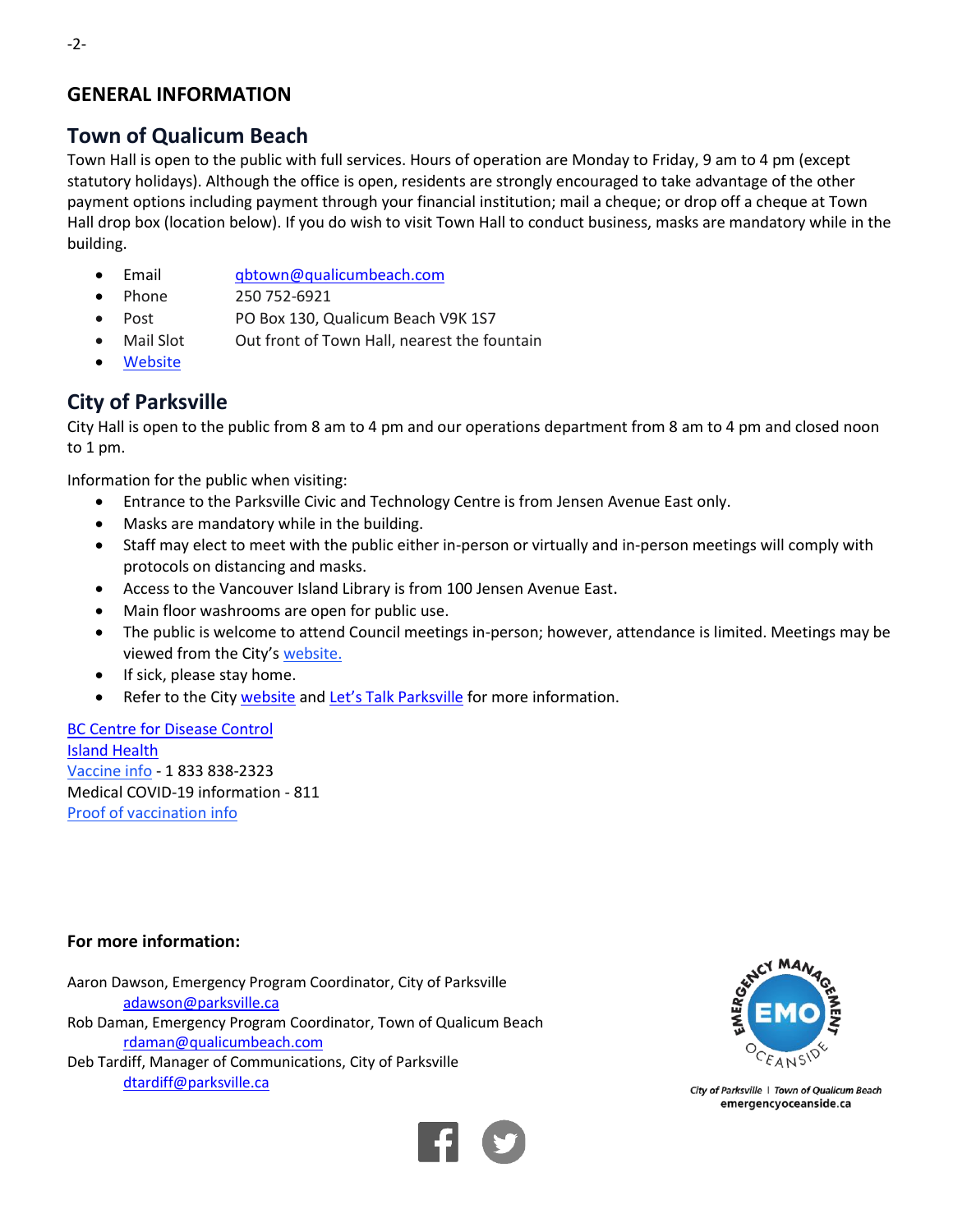# GENERAL INFORMATION

## Town of Qualicum Beach

Town Hall is open to the public with full services. Hours of operation are Monday to Friday, 9 am to 4 pm (except statutory holidays). Although the office is open, residents are strongly encouraged to take advantage of the other payment options including payment through your financial institution; mail a cheque; or drop off a cheque at Town Hall drop box (location below). If you do wish to visit Town Hall to conduct business, masks are mandatory while in the building.

- Email qbtown@qualicumbeach.com
- Phone 250 752-6921
- Post PO Box 130, Qualicum Beach V9K 1S7
- Mail Slot Out front of Town Hall, nearest the fountain
- Website

## City of Parksville

City Hall is open to the public from 8 am to 4 pm and our operations department from 8 am to 4 pm and closed noon to 1 pm.

Information for the public when visiting:

- Entrance to the Parksville Civic and Technology Centre is from Jensen Avenue East only.
- Masks are mandatory while in the building.
- Staff may elect to meet with the public either in-person or virtually and in-person meetings will comply with protocols on distancing and masks.
- Access to the Vancouver Island Library is from 100 Jensen Avenue East.
- Main floor washrooms are open for public use.
- The public is welcome to attend Council meetings in-person; however, attendance is limited. Meetings may be viewed from the City's website.
- If sick, please stay home.
- Refer to the City website and Let's Talk Parksville for more information.

BC Centre for Disease Control
Island Health
Vaccine info - 1 833 838-2323
Medical COVID-19 information - 811
Proof of vaccination info

**For more information:**

Aaron Dawson, Emergency Program Coordinator, City of Parksville
adawson@parksville.ca
Rob Daman, Emergency Program Coordinator, Town of Qualicum Beach
rdaman@qualicumbeach.com
Deb Tardiff, Manager of Communications, City of Parksville
dtardiff@parksville.ca

EMERGENCY MANAGEMENT EMO OCEANSIDE
City of Parksville | Town of Qualicum Beach
emergencyoceanside.ca